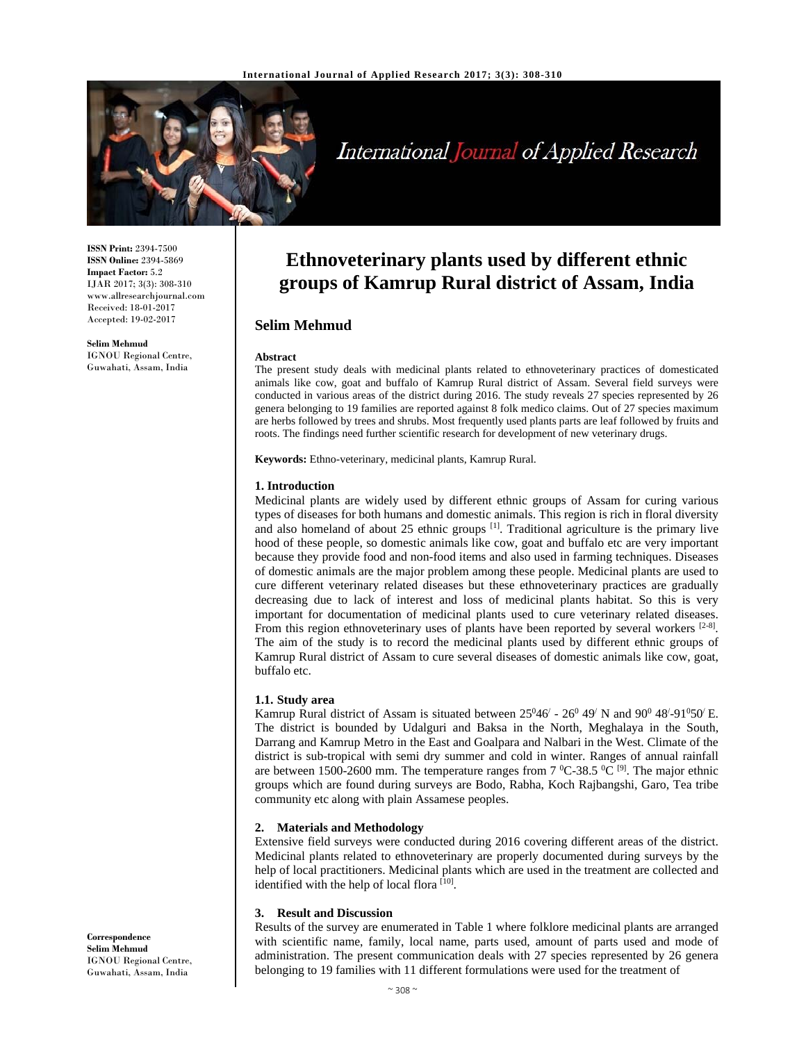**ISSN Print:** 2394-7500
**ISSN Online:** 2394-5869
**Impact Factor:** 5.2
IJAR 2017; 3(3): 308-310
www.allresearchjournal.com
Received: 18-01-2017
Accepted: 19-02-2017

**Selim Mehmud**
IGNOU Regional Centre, Guwahati, Assam, India

**Correspondence**
**Selim Mehmud**
IGNOU Regional Centre, Guwahati, Assam, India

# Ethnoveterinary plants used by different ethnic groups of Kamrup Rural district of Assam, India

## Selim Mehmud

**Abstract**

The present study deals with medicinal plants related to ethnoveterinary practices of domesticated animals like cow, goat and buffalo of Kamrup Rural district of Assam. Several field surveys were conducted in various areas of the district during 2016. The study reveals 27 species represented by 26 genera belonging to 19 families are reported against 8 folk medico claims. Out of 27 species maximum are herbs followed by trees and shrubs. Most frequently used plants parts are leaf followed by fruits and roots. The findings need further scientific research for development of new veterinary drugs.

**Keywords:** Ethno-veterinary, medicinal plants, Kamrup Rural.

### 1. Introduction

Medicinal plants are widely used by different ethnic groups of Assam for curing various types of diseases for both humans and domestic animals. This region is rich in floral diversity and also homeland of about 25 ethnic groups [1]. Traditional agriculture is the primary live hood of these people, so domestic animals like cow, goat and buffalo etc are very important because they provide food and non-food items and also used in farming techniques. Diseases of domestic animals are the major problem among these people. Medicinal plants are used to cure different veterinary related diseases but these ethnoveterinary practices are gradually decreasing due to lack of interest and loss of medicinal plants habitat. So this is very important for documentation of medicinal plants used to cure veterinary related diseases. From this region ethnoveterinary uses of plants have been reported by several workers [2-8]. The aim of the study is to record the medicinal plants used by different ethnic groups of Kamrup Rural district of Assam to cure several diseases of domestic animals like cow, goat, buffalo etc.

#### 1.1. Study area

Kamrup Rural district of Assam is situated between $25^0 46^/$ - $26^0$ $49^/$ N and $90^0$ $48^/$-$91^0 50^/$ E. The district is bounded by Udalguri and Baksa in the North, Meghalaya in the South, Darrang and Kamrup Metro in the East and Goalpara and Nalbari in the West. Climate of the district is sub-tropical with semi dry summer and cold in winter. Ranges of annual rainfall are between 1500-2600 mm. The temperature ranges from 7 $^0$C-38.5 $^0$C [9]. The major ethnic groups which are found during surveys are Bodo, Rabha, Koch Rajbangshi, Garo, Tea tribe community etc along with plain Assamese peoples.

### 2. Materials and Methodology

Extensive field surveys were conducted during 2016 covering different areas of the district. Medicinal plants related to ethnoveterinary are properly documented during surveys by the help of local practitioners. Medicinal plants which are used in the treatment are collected and identified with the help of local flora [10].

### 3. Result and Discussion

Results of the survey are enumerated in Table 1 where folklore medicinal plants are arranged with scientific name, family, local name, parts used, amount of parts used and mode of administration. The present communication deals with 27 species represented by 26 genera belonging to 19 families with 11 different formulations were used for the treatment of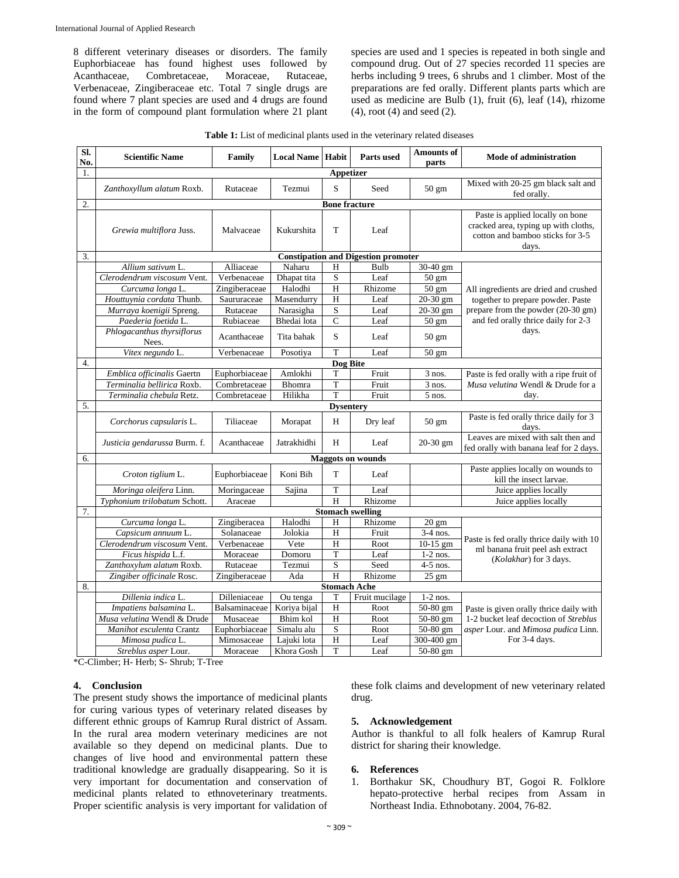8 different veterinary diseases or disorders. The family Euphorbiaceae has found highest uses followed by Acanthaceae, Combretaceae, Moraceae, Rutaceae, Verbenaceae, Zingiberaceae etc. Total 7 single drugs are found where 7 plant species are used and 4 drugs are found in the form of compound plant formulation where 21 plant species are used and 1 species is repeated in both single and compound drug. Out of 27 species recorded 11 species are herbs including 9 trees, 6 shrubs and 1 climber. Most of the preparations are fed orally. Different plants parts which are used as medicine are Bulb (1), fruit (6), leaf (14), rhizome (4), root (4) and seed (2).

**Table 1:** List of medicinal plants used in the veterinary related diseases

| Sl. No. | Scientific Name | Family | Local Name | Habit | Parts used | Amounts of parts | Mode of administration |
|---|---|---|---|---|---|---|---|
| 1. | **Appetizer** | | | | | | |
| | *Zanthoxyllum alatum* Roxb. | Rutaceae | Tezmui | S | Seed | 50 gm | Mixed with 20-25 gm black salt and fed orally. |
| 2. | **Bone fracture** | | | | | | |
| | *Grewia multiflora* Juss. | Malvaceae | Kukurshita | T | Leaf | | Paste is applied locally on bone cracked area, typing up with cloths, cotton and bamboo sticks for 3-5 days. |
| 3. | **Constipation and Digestion promoter** | | | | | | |
| | *Allium sativum* L. | Alliaceae | Naharu | H | Bulb | 30-40 gm | All ingredients are dried and crushed together to prepare powder. Paste prepare from the powder (20-30 gm) and fed orally thrice daily for 2-3 days. |
| | *Clerodendrum viscosum* Vent. | Verbenaceae | Dhapat tita | S | Leaf | 50 gm | |
| | *Curcuma longa* L. | Zingiberaceae | Halodhi | H | Rhizome | 50 gm | |
| | *Houttuynia cordata* Thunb. | Saururaceae | Masendurry | H | Leaf | 20-30 gm | |
| | *Murraya koenigii* Spreng. | Rutaceae | Narasigha | S | Leaf | 20-30 gm | |
| | *Paederia foetida* L. | Rubiaceae | Bhedai lota | C | Leaf | 50 gm | |
| | *Phlogacanthus thyrsiflorus* Nees. | Acanthaceae | Tita bahak | S | Leaf | 50 gm | |
| | *Vitex negundo* L. | Verbenaceae | Posotiya | T | Leaf | 50 gm | |
| 4. | **Dog Bite** | | | | | | |
| | *Emblica officinalis* Gaertn | Euphorbiaceae | Amlokhi | T | Fruit | 3 nos. | Paste is fed orally with a ripe fruit of *Musa velutina* Wendl & Drude for a day. |
| | *Terminalia bellirica* Roxb. | Combretaceae | Bhomra | T | Fruit | 3 nos. | |
| | *Terminalia chebula* Retz. | Combretaceae | Hilikha | T | Fruit | 5 nos. | |
| 5. | **Dysentery** | | | | | | |
| | *Corchorus capsularis* L. | Tiliaceae | Morapat | H | Dry leaf | 50 gm | Paste is fed orally thrice daily for 3 days. |
| | *Justicia gendarussa* Burm. f. | Acanthaceae | Jatrakhidhi | H | Leaf | 20-30 gm | Leaves are mixed with salt then and fed orally with banana leaf for 2 days. |
| 6. | **Maggots on wounds** | | | | | | |
| | *Croton tiglium* L. | Euphorbiaceae | Koni Bih | T | Leaf | | Paste applies locally on wounds to kill the insect larvae. |
| | *Moringa oleifera* Linn. | Moringaceae | Sajina | T | Leaf | | Juice applies locally |
| | *Typhonium trilobatum* Schott. | Araceae | | H | Rhizome | | Juice applies locally |
| 7. | **Stomach swelling** | | | | | | |
| | *Curcuma longa* L. | Zingiberacea | Halodhi | H | Rhizome | 20 gm | Paste is fed orally thrice daily with 10 ml banana fruit peel ash extract (*Kolakhar*) for 3 days. |
| | *Capsicum annuum* L. | Solanaceae | Jolokia | H | Fruit | 3-4 nos. | |
| | *Clerodendrum viscosum* Vent. | Verbenaceae | Vete | H | Root | 10-15 gm | |
| | *Ficus hispida* L.f. | Moraceae | Domoru | T | Leaf | 1-2 nos. | |
| | *Zanthoxylum alatum* Roxb. | Rutaceae | Tezmui | S | Seed | 4-5 nos. | |
| | *Zingiber officinale* Rosc. | Zingiberaceae | Ada | H | Rhizome | 25 gm | |
| 8. | **Stomach Ache** | | | | | | |
| | *Dillenia indica* L. | Dilleniaceae | Ou tenga | T | Fruit mucilage | 1-2 nos. | Paste is given orally thrice daily with 1-2 bucket leaf decoction of *Streblus asper* Lour. and *Mimosa pudica* Linn. For 3-4 days. |
| | *Impatiens balsamina* L. | Balsaminaceae | Koriya bijal | H | Root | 50-80 gm | |
| | *Musa velutina* Wendl & Drude | Musaceae | Bhim kol | H | Root | 50-80 gm | |
| | *Manihot esculenta* Crantz | Euphorbiaceae | Simalu alu | S | Root | 50-80 gm | |
| | *Mimosa pudica* L. | Mimosaceae | Lajuki lota | H | Leaf | 300-400 gm | |
| | *Streblus asper* Lour. | Moraceae | Khora Gosh | T | Leaf | 50-80 gm | |

*C-Climber; H- Herb; S- Shrub; T-Tree

## 4. Conclusion

The present study shows the importance of medicinal plants for curing various types of veterinary related diseases by different ethnic groups of Kamrup Rural district of Assam. In the rural area modern veterinary medicines are not available so they depend on medicinal plants. Due to changes of live hood and environmental pattern these traditional knowledge are gradually disappearing. So it is very important for documentation and conservation of medicinal plants related to ethnoveterinary treatments. Proper scientific analysis is very important for validation of these folk claims and development of new veterinary related drug.

## 5. Acknowledgement

Author is thankful to all folk healers of Kamrup Rural district for sharing their knowledge.

## 6. References

1. Borthakur SK, Choudhury BT, Gogoi R. Folklore hepato-protective herbal recipes from Assam in Northeast India. Ethnobotany. 2004, 76-82.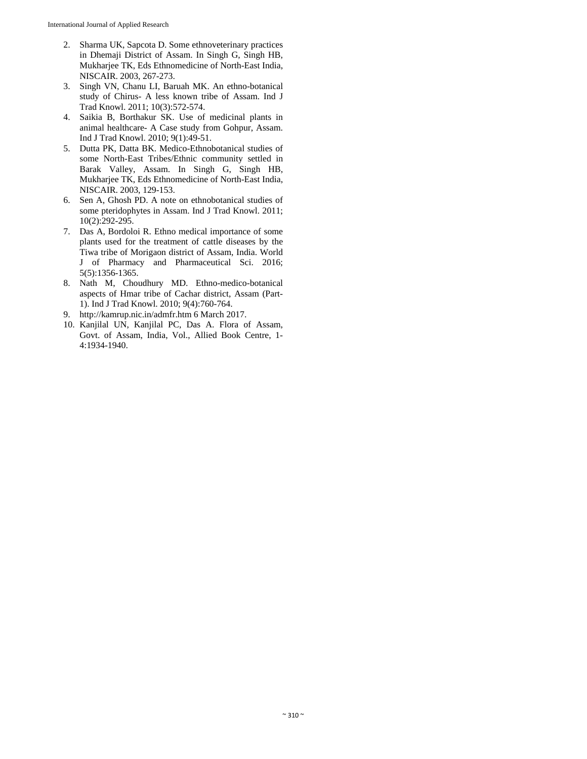2. Sharma UK, Sapcota D. Some ethnoveterinary practices in Dhemaji District of Assam. In Singh G, Singh HB, Mukharjee TK, Eds Ethnomedicine of North-East India, NISCAIR. 2003, 267-273.
3. Singh VN, Chanu LI, Baruah MK. An ethno-botanical study of Chirus- A less known tribe of Assam. Ind J Trad Knowl. 2011; 10(3):572-574.
4. Saikia B, Borthakur SK. Use of medicinal plants in animal healthcare- A Case study from Gohpur, Assam. Ind J Trad Knowl. 2010; 9(1):49-51.
5. Dutta PK, Datta BK. Medico-Ethnobotanical studies of some North-East Tribes/Ethnic community settled in Barak Valley, Assam. In Singh G, Singh HB, Mukharjee TK, Eds Ethnomedicine of North-East India, NISCAIR. 2003, 129-153.
6. Sen A, Ghosh PD. A note on ethnobotanical studies of some pteridophytes in Assam. Ind J Trad Knowl. 2011; 10(2):292-295.
7. Das A, Bordoloi R. Ethno medical importance of some plants used for the treatment of cattle diseases by the Tiwa tribe of Morigaon district of Assam, India. World J of Pharmacy and Pharmaceutical Sci. 2016; 5(5):1356-1365.
8. Nath M, Choudhury MD. Ethno-medico-botanical aspects of Hmar tribe of Cachar district, Assam (Part-1). Ind J Trad Knowl. 2010; 9(4):760-764.
9. http://kamrup.nic.in/admfr.htm 6 March 2017.
10. Kanjilal UN, Kanjilal PC, Das A. Flora of Assam, Govt. of Assam, India, Vol., Allied Book Centre, 1-4:1934-1940.